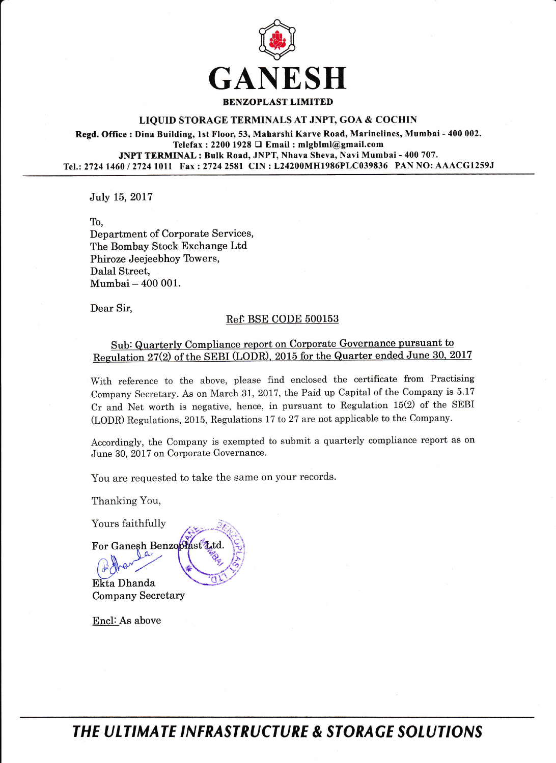# GANESH

**BENZOPLAST LIMITED**

**LIQUID STORAGE TERMINALS AT JNPT, GOA & COCHIN**

**Regd. Office : Dina Building, 1st Floor, 53, Maharshi Karve Road, Marinelines, Mumbai - 400 002.**
**Telefax : 2200 1928 ❑ Email : mlgblml@gmail.com**
**JNPT TERMINAL : Bulk Road, JNPT, Nhava Sheva, Navi Mumbai - 400 707.**
**Tel.: 2724 1460 / 2724 1011 Fax : 2724 2581 CIN : L24200MH1986PLC039836 PAN NO: AAACG1259J**

---

July 15, 2017

To,
Department of Corporate Services,
The Bombay Stock Exchange Ltd
Phiroze Jeejeebhoy Towers,
Dalal Street,
Mumbai – 400 001.

Dear Sir,

Ref: BSE CODE 500153

Sub: Quarterly Compliance report on Corporate Governance pursuant to Regulation 27(2) of the SEBI (LODR), 2015 for the Quarter ended June 30, 2017

With reference to the above, please find enclosed the certificate from Practising Company Secretary. As on March 31, 2017, the Paid up Capital of the Company is 5.17 Cr and Net worth is negative, hence, in pursuant to Regulation 15(2) of the SEBI (LODR) Regulations, 2015, Regulations 17 to 27 are not applicable to the Company.

Accordingly, the Company is exempted to submit a quarterly compliance report as on June 30, 2017 on Corporate Governance.

You are requested to take the same on your records.

Thanking You,

Yours faithfully

For Ganesh Benzoplast Ltd.

Ekta Dhanda
Company Secretary

Encl: As above

---

***THE ULTIMATE INFRASTRUCTURE & STORAGE SOLUTIONS***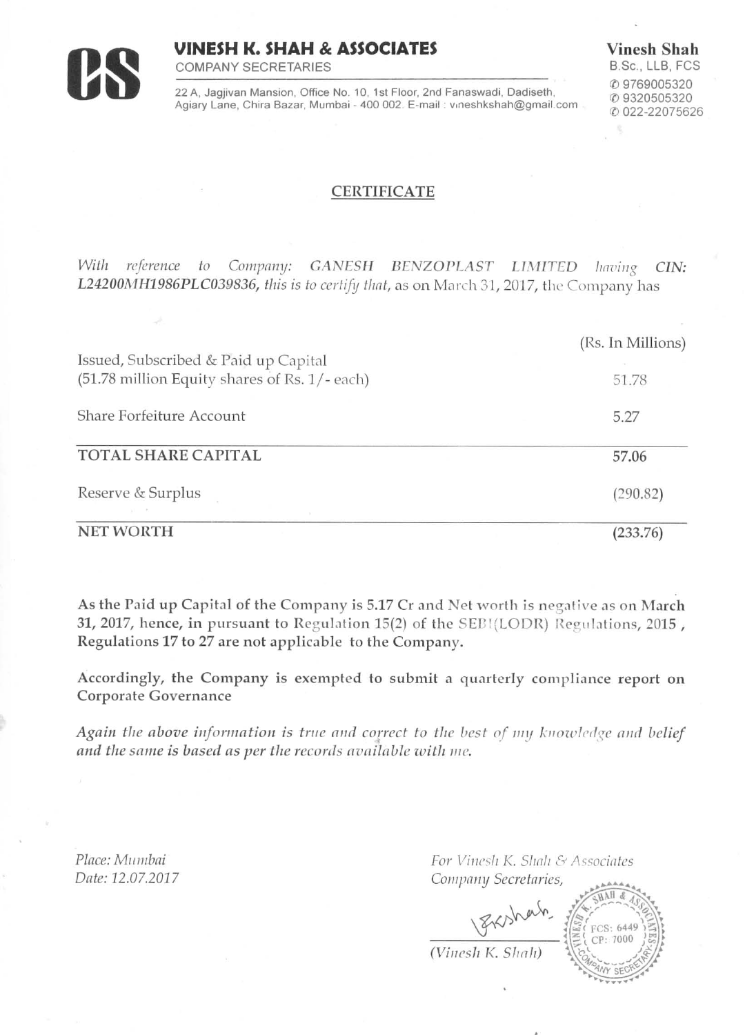# VINESH K. SHAH & ASSOCIATES

COMPANY SECRETARIES

22 A, Jagjivan Mansion, Office No. 10, 1st Floor, 2nd Fanaswadi, Dadiseth, Agiary Lane, Chira Bazar, Mumbai - 400 002. E-mail : vineshkshah@gmail.com

**Vinesh Shah**
B.Sc., LLB, FCS
✆ 9769005320
✆ 9320505320
✆ 022-22075626

## CERTIFICATE

*With reference to Company: GANESH BENZOPLAST LIMITED having CIN: L24200MH1986PLC039836, this is to certify that,* as on March 31, 2017, the Company has

| | (Rs. In Millions) |
|---|---|
| Issued, Subscribed & Paid up Capital (51.78 million Equity shares of Rs. 1/- each) | 51.78 |
| Share Forfeiture Account | 5.27 |
| **TOTAL SHARE CAPITAL** | **57.06** |
| Reserve & Surplus | (290.82) |
| **NET WORTH** | **(233.76)** |

**As the Paid up Capital of the Company is 5.17 Cr and Net worth is negative as on March 31, 2017, hence, in pursuant to Regulation 15(2) of the SEBI(LODR) Regulations, 2015 , Regulations 17 to 27 are not applicable to the Company.**

**Accordingly, the Company is exempted to submit a quarterly compliance report on Corporate Governance**

***Again the above information is true and correct to the best of my knowledge and belief and the same is based as per the records available with me.***

*Place: Mumbai*
*Date: 12.07.2017*

*For Vinesh K. Shah & Associates*
*Company Secretaries,*

*(Vinesh K. Shah)*

FCS: 6449
CP: 7000